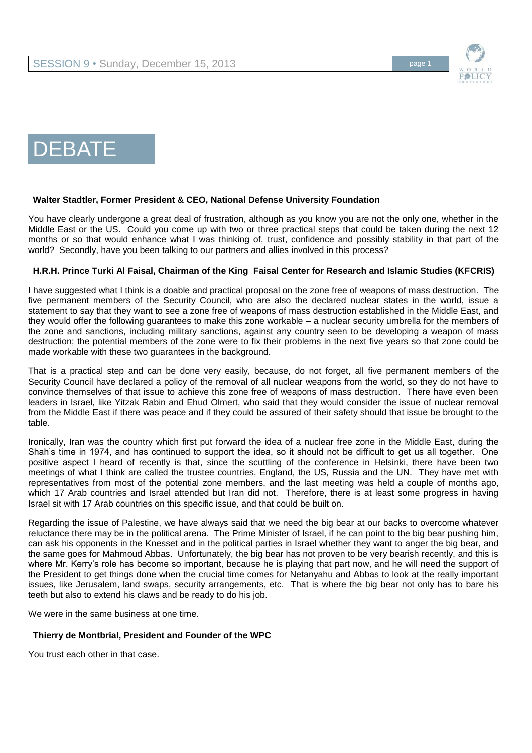# DEBATE

**Walter Stadtler, Former President & CEO, National Defense University Foundation**

You have clearly undergone a great deal of frustration, although as you know you are not the only one, whether in the Middle East or the US. Could you come up with two or three practical steps that could be taken during the next 12 months or so that would enhance what I was thinking of, trust, confidence and possibly stability in that part of the world? Secondly, have you been talking to our partners and allies involved in this process?

**H.R.H. Prince Turki Al Faisal, Chairman of the King Faisal Center for Research and Islamic Studies (KFCRIS)**

I have suggested what I think is a doable and practical proposal on the zone free of weapons of mass destruction. The five permanent members of the Security Council, who are also the declared nuclear states in the world, issue a statement to say that they want to see a zone free of weapons of mass destruction established in the Middle East, and they would offer the following guarantees to make this zone workable – a nuclear security umbrella for the members of the zone and sanctions, including military sanctions, against any country seen to be developing a weapon of mass destruction; the potential members of the zone were to fix their problems in the next five years so that zone could be made workable with these two guarantees in the background.

That is a practical step and can be done very easily, because, do not forget, all five permanent members of the Security Council have declared a policy of the removal of all nuclear weapons from the world, so they do not have to convince themselves of that issue to achieve this zone free of weapons of mass destruction. There have even been leaders in Israel, like Yitzak Rabin and Ehud Olmert, who said that they would consider the issue of nuclear removal from the Middle East if there was peace and if they could be assured of their safety should that issue be brought to the table.

Ironically, Iran was the country which first put forward the idea of a nuclear free zone in the Middle East, during the Shah's time in 1974, and has continued to support the idea, so it should not be difficult to get us all together. One positive aspect I heard of recently is that, since the scuttling of the conference in Helsinki, there have been two meetings of what I think are called the trustee countries, England, the US, Russia and the UN. They have met with representatives from most of the potential zone members, and the last meeting was held a couple of months ago, which 17 Arab countries and Israel attended but Iran did not. Therefore, there is at least some progress in having Israel sit with 17 Arab countries on this specific issue, and that could be built on.

Regarding the issue of Palestine, we have always said that we need the big bear at our backs to overcome whatever reluctance there may be in the political arena. The Prime Minister of Israel, if he can point to the big bear pushing him, can ask his opponents in the Knesset and in the political parties in Israel whether they want to anger the big bear, and the same goes for Mahmoud Abbas. Unfortunately, the big bear has not proven to be very bearish recently, and this is where Mr. Kerry's role has become so important, because he is playing that part now, and he will need the support of the President to get things done when the crucial time comes for Netanyahu and Abbas to look at the really important issues, like Jerusalem, land swaps, security arrangements, etc. That is where the big bear not only has to bare his teeth but also to extend his claws and be ready to do his job.

We were in the same business at one time.

**Thierry de Montbrial, President and Founder of the WPC**

You trust each other in that case.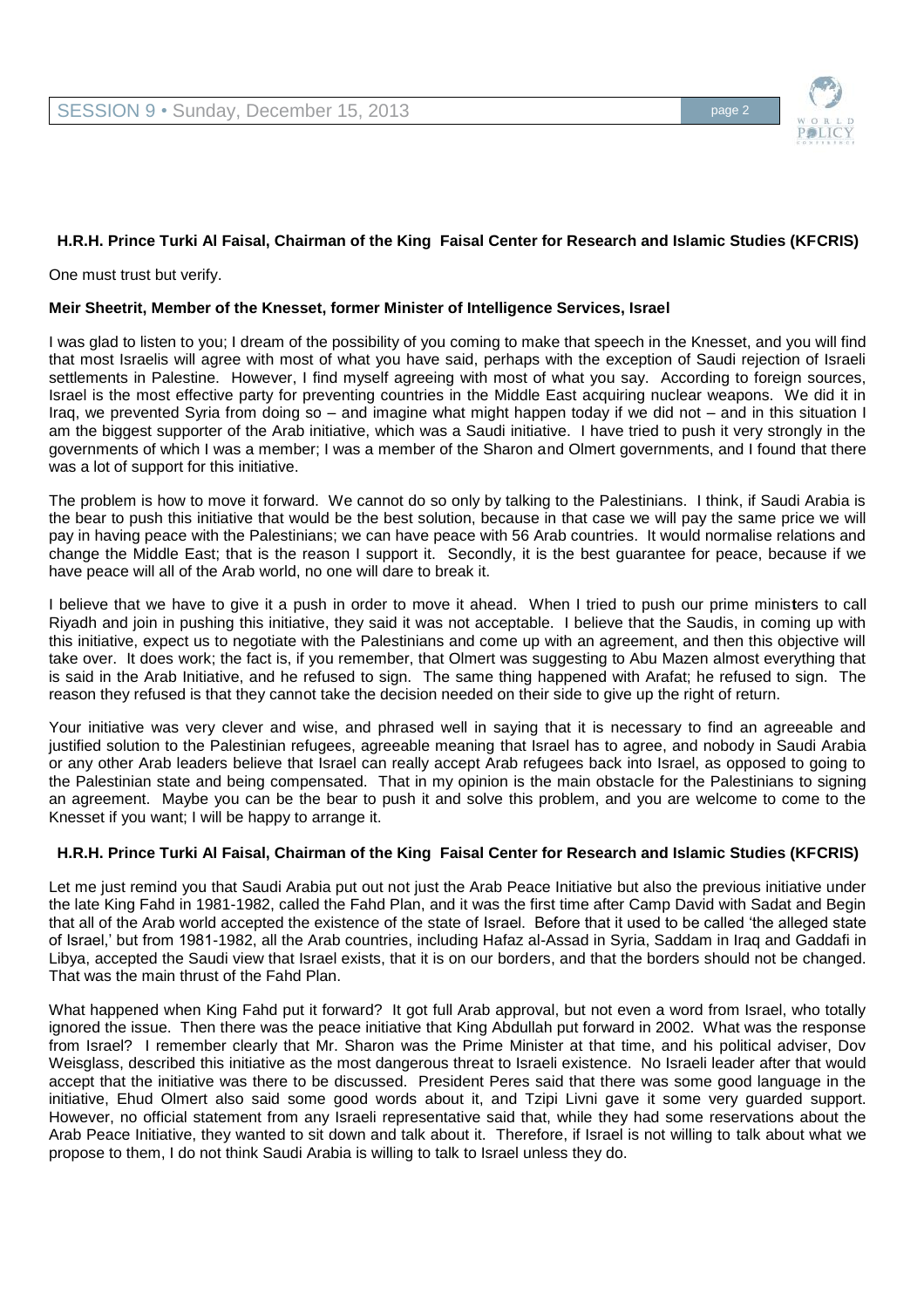**H.R.H. Prince Turki Al Faisal, Chairman of the King Faisal Center for Research and Islamic Studies (KFCRIS)**

One must trust but verify.

**Meir Sheetrit, Member of the Knesset, former Minister of Intelligence Services, Israel**

I was glad to listen to you; I dream of the possibility of you coming to make that speech in the Knesset, and you will find that most Israelis will agree with most of what you have said, perhaps with the exception of Saudi rejection of Israeli settlements in Palestine. However, I find myself agreeing with most of what you say. According to foreign sources, Israel is the most effective party for preventing countries in the Middle East acquiring nuclear weapons. We did it in Iraq, we prevented Syria from doing so – and imagine what might happen today if we did not – and in this situation I am the biggest supporter of the Arab initiative, which was a Saudi initiative. I have tried to push it very strongly in the governments of which I was a member; I was a member of the Sharon and Olmert governments, and I found that there was a lot of support for this initiative.

The problem is how to move it forward. We cannot do so only by talking to the Palestinians. I think, if Saudi Arabia is the bear to push this initiative that would be the best solution, because in that case we will pay the same price we will pay in having peace with the Palestinians; we can have peace with 56 Arab countries. It would normalise relations and change the Middle East; that is the reason I support it. Secondly, it is the best guarantee for peace, because if we have peace will all of the Arab world, no one will dare to break it.

I believe that we have to give it a push in order to move it ahead. When I tried to push our prime ministers to call Riyadh and join in pushing this initiative, they said it was not acceptable. I believe that the Saudis, in coming up with this initiative, expect us to negotiate with the Palestinians and come up with an agreement, and then this objective will take over. It does work; the fact is, if you remember, that Olmert was suggesting to Abu Mazen almost everything that is said in the Arab Initiative, and he refused to sign. The same thing happened with Arafat; he refused to sign. The reason they refused is that they cannot take the decision needed on their side to give up the right of return.

Your initiative was very clever and wise, and phrased well in saying that it is necessary to find an agreeable and justified solution to the Palestinian refugees, agreeable meaning that Israel has to agree, and nobody in Saudi Arabia or any other Arab leaders believe that Israel can really accept Arab refugees back into Israel, as opposed to going to the Palestinian state and being compensated. That in my opinion is the main obstacle for the Palestinians to signing an agreement. Maybe you can be the bear to push it and solve this problem, and you are welcome to come to the Knesset if you want; I will be happy to arrange it.

**H.R.H. Prince Turki Al Faisal, Chairman of the King Faisal Center for Research and Islamic Studies (KFCRIS)**

Let me just remind you that Saudi Arabia put out not just the Arab Peace Initiative but also the previous initiative under the late King Fahd in 1981-1982, called the Fahd Plan, and it was the first time after Camp David with Sadat and Begin that all of the Arab world accepted the existence of the state of Israel. Before that it used to be called 'the alleged state of Israel,' but from 1981-1982, all the Arab countries, including Hafaz al-Assad in Syria, Saddam in Iraq and Gaddafi in Libya, accepted the Saudi view that Israel exists, that it is on our borders, and that the borders should not be changed. That was the main thrust of the Fahd Plan.

What happened when King Fahd put it forward? It got full Arab approval, but not even a word from Israel, who totally ignored the issue. Then there was the peace initiative that King Abdullah put forward in 2002. What was the response from Israel? I remember clearly that Mr. Sharon was the Prime Minister at that time, and his political adviser, Dov Weisglass, described this initiative as the most dangerous threat to Israeli existence. No Israeli leader after that would accept that the initiative was there to be discussed. President Peres said that there was some good language in the initiative, Ehud Olmert also said some good words about it, and Tzipi Livni gave it some very guarded support. However, no official statement from any Israeli representative said that, while they had some reservations about the Arab Peace Initiative, they wanted to sit down and talk about it. Therefore, if Israel is not willing to talk about what we propose to them, I do not think Saudi Arabia is willing to talk to Israel unless they do.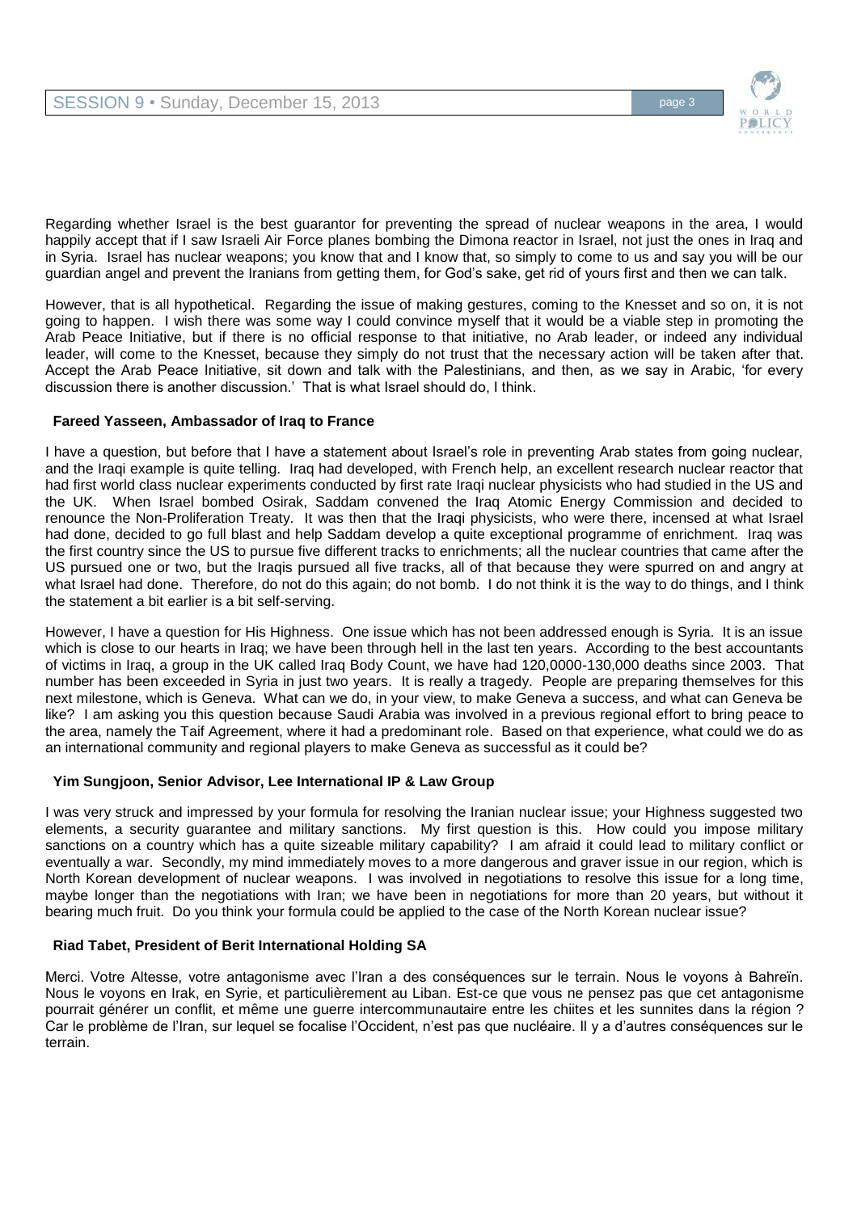Regarding whether Israel is the best guarantor for preventing the spread of nuclear weapons in the area, I would happily accept that if I saw Israeli Air Force planes bombing the Dimona reactor in Israel, not just the ones in Iraq and in Syria. Israel has nuclear weapons; you know that and I know that, so simply to come to us and say you will be our guardian angel and prevent the Iranians from getting them, for God's sake, get rid of yours first and then we can talk.

However, that is all hypothetical. Regarding the issue of making gestures, coming to the Knesset and so on, it is not going to happen. I wish there was some way I could convince myself that it would be a viable step in promoting the Arab Peace Initiative, but if there is no official response to that initiative, no Arab leader, or indeed any individual leader, will come to the Knesset, because they simply do not trust that the necessary action will be taken after that. Accept the Arab Peace Initiative, sit down and talk with the Palestinians, and then, as we say in Arabic, 'for every discussion there is another discussion.' That is what Israel should do, I think.

### Fareed Yasseen, Ambassador of Iraq to France

I have a question, but before that I have a statement about Israel's role in preventing Arab states from going nuclear, and the Iraqi example is quite telling. Iraq had developed, with French help, an excellent research nuclear reactor that had first world class nuclear experiments conducted by first rate Iraqi nuclear physicists who had studied in the US and the UK. When Israel bombed Osirak, Saddam convened the Iraq Atomic Energy Commission and decided to renounce the Non-Proliferation Treaty. It was then that the Iraqi physicists, who were there, incensed at what Israel had done, decided to go full blast and help Saddam develop a quite exceptional programme of enrichment. Iraq was the first country since the US to pursue five different tracks to enrichments; all the nuclear countries that came after the US pursued one or two, but the Iraqis pursued all five tracks, all of that because they were spurred on and angry at what Israel had done. Therefore, do not do this again; do not bomb. I do not think it is the way to do things, and I think the statement a bit earlier is a bit self-serving.

However, I have a question for His Highness. One issue which has not been addressed enough is Syria. It is an issue which is close to our hearts in Iraq; we have been through hell in the last ten years. According to the best accountants of victims in Iraq, a group in the UK called Iraq Body Count, we have had 120,0000-130,000 deaths since 2003. That number has been exceeded in Syria in just two years. It is really a tragedy. People are preparing themselves for this next milestone, which is Geneva. What can we do, in your view, to make Geneva a success, and what can Geneva be like? I am asking you this question because Saudi Arabia was involved in a previous regional effort to bring peace to the area, namely the Taif Agreement, where it had a predominant role. Based on that experience, what could we do as an international community and regional players to make Geneva as successful as it could be?

### Yim Sungjoon, Senior Advisor, Lee International IP & Law Group

I was very struck and impressed by your formula for resolving the Iranian nuclear issue; your Highness suggested two elements, a security guarantee and military sanctions. My first question is this. How could you impose military sanctions on a country which has a quite sizeable military capability? I am afraid it could lead to military conflict or eventually a war. Secondly, my mind immediately moves to a more dangerous and graver issue in our region, which is North Korean development of nuclear weapons. I was involved in negotiations to resolve this issue for a long time, maybe longer than the negotiations with Iran; we have been in negotiations for more than 20 years, but without it bearing much fruit. Do you think your formula could be applied to the case of the North Korean nuclear issue?

### Riad Tabet, President of Berit International Holding SA

Merci. Votre Altesse, votre antagonisme avec l'Iran a des conséquences sur le terrain. Nous le voyons à Bahreïn. Nous le voyons en Irak, en Syrie, et particulièrement au Liban. Est-ce que vous ne pensez pas que cet antagonisme pourrait générer un conflit, et même une guerre intercommunautaire entre les chiites et les sunnites dans la région ? Car le problème de l'Iran, sur lequel se focalise l'Occident, n'est pas que nucléaire. Il y a d'autres conséquences sur le terrain.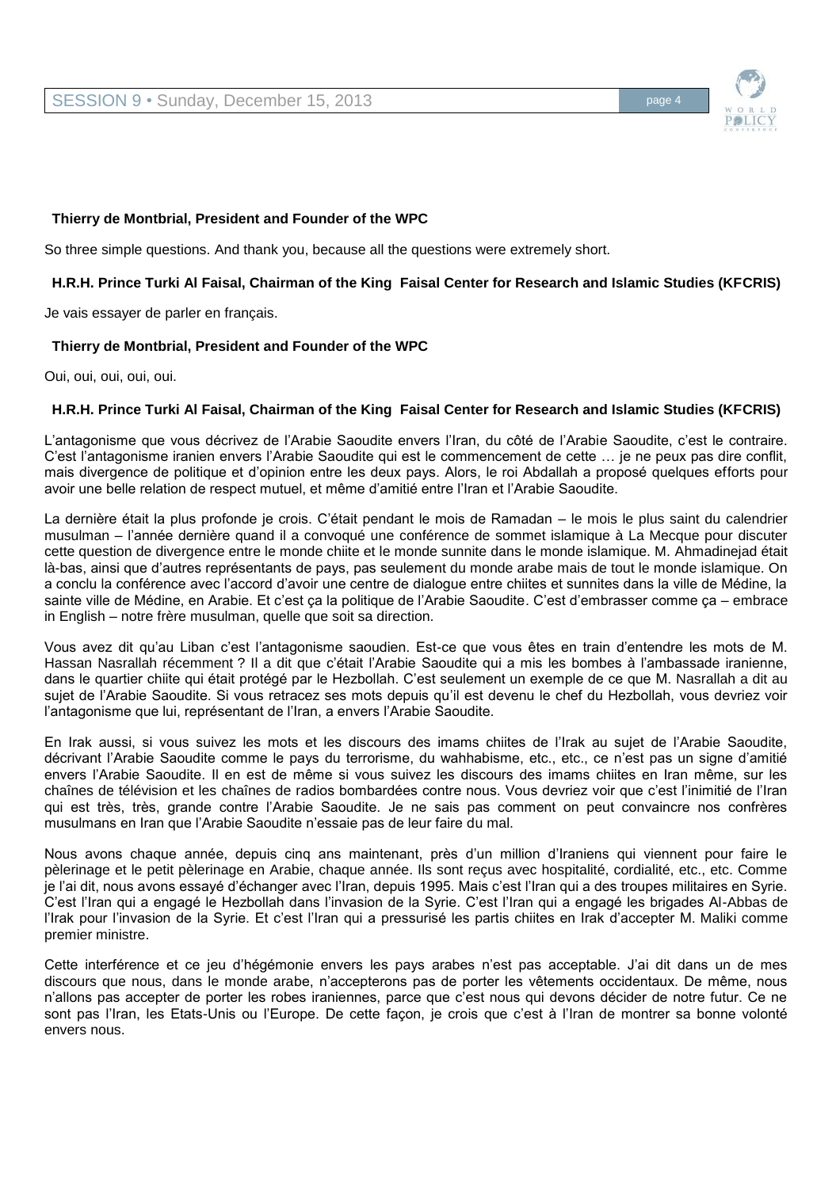**Thierry de Montbrial, President and Founder of the WPC**

So three simple questions. And thank you, because all the questions were extremely short.

**H.R.H. Prince Turki Al Faisal, Chairman of the King Faisal Center for Research and Islamic Studies (KFCRIS)**

Je vais essayer de parler en français.

**Thierry de Montbrial, President and Founder of the WPC**

Oui, oui, oui, oui, oui.

**H.R.H. Prince Turki Al Faisal, Chairman of the King Faisal Center for Research and Islamic Studies (KFCRIS)**

L'antagonisme que vous décrivez de l'Arabie Saoudite envers l'Iran, du côté de l'Arabie Saoudite, c'est le contraire. C'est l'antagonisme iranien envers l'Arabie Saoudite qui est le commencement de cette … je ne peux pas dire conflit, mais divergence de politique et d'opinion entre les deux pays. Alors, le roi Abdallah a proposé quelques efforts pour avoir une belle relation de respect mutuel, et même d'amitié entre l'Iran et l'Arabie Saoudite.

La dernière était la plus profonde je crois. C'était pendant le mois de Ramadan – le mois le plus saint du calendrier musulman – l'année dernière quand il a convoqué une conférence de sommet islamique à La Mecque pour discuter cette question de divergence entre le monde chiite et le monde sunnite dans le monde islamique. M. Ahmadinejad était là-bas, ainsi que d'autres représentants de pays, pas seulement du monde arabe mais de tout le monde islamique. On a conclu la conférence avec l'accord d'avoir une centre de dialogue entre chiites et sunnites dans la ville de Médine, la sainte ville de Médine, en Arabie. Et c'est ça la politique de l'Arabie Saoudite. C'est d'embrasser comme ça – embrace in English – notre frère musulman, quelle que soit sa direction.

Vous avez dit qu'au Liban c'est l'antagonisme saoudien. Est-ce que vous êtes en train d'entendre les mots de M. Hassan Nasrallah récemment ? Il a dit que c'était l'Arabie Saoudite qui a mis les bombes à l'ambassade iranienne, dans le quartier chiite qui était protégé par le Hezbollah. C'est seulement un exemple de ce que M. Nasrallah a dit au sujet de l'Arabie Saoudite. Si vous retracez ses mots depuis qu'il est devenu le chef du Hezbollah, vous devriez voir l'antagonisme que lui, représentant de l'Iran, a envers l'Arabie Saoudite.

En Irak aussi, si vous suivez les mots et les discours des imams chiites de l'Irak au sujet de l'Arabie Saoudite, décrivant l'Arabie Saoudite comme le pays du terrorisme, du wahhabisme, etc., etc., ce n'est pas un signe d'amitié envers l'Arabie Saoudite. Il en est de même si vous suivez les discours des imams chiites en Iran même, sur les chaînes de télévision et les chaînes de radios bombardées contre nous. Vous devriez voir que c'est l'inimitié de l'Iran qui est très, très, grande contre l'Arabie Saoudite. Je ne sais pas comment on peut convaincre nos confrères musulmans en Iran que l'Arabie Saoudite n'essaie pas de leur faire du mal.

Nous avons chaque année, depuis cinq ans maintenant, près d'un million d'Iraniens qui viennent pour faire le pèlerinage et le petit pèlerinage en Arabie, chaque année. Ils sont reçus avec hospitalité, cordialité, etc., etc. Comme je l'ai dit, nous avons essayé d'échanger avec l'Iran, depuis 1995. Mais c'est l'Iran qui a des troupes militaires en Syrie. C'est l'Iran qui a engagé le Hezbollah dans l'invasion de la Syrie. C'est l'Iran qui a engagé les brigades Al-Abbas de l'Irak pour l'invasion de la Syrie. Et c'est l'Iran qui a pressurisé les partis chiites en Irak d'accepter M. Maliki comme premier ministre.

Cette interférence et ce jeu d'hégémonie envers les pays arabes n'est pas acceptable. J'ai dit dans un de mes discours que nous, dans le monde arabe, n'accepterons pas de porter les vêtements occidentaux. De même, nous n'allons pas accepter de porter les robes iraniennes, parce que c'est nous qui devons décider de notre futur. Ce ne sont pas l'Iran, les Etats-Unis ou l'Europe. De cette façon, je crois que c'est à l'Iran de montrer sa bonne volonté envers nous.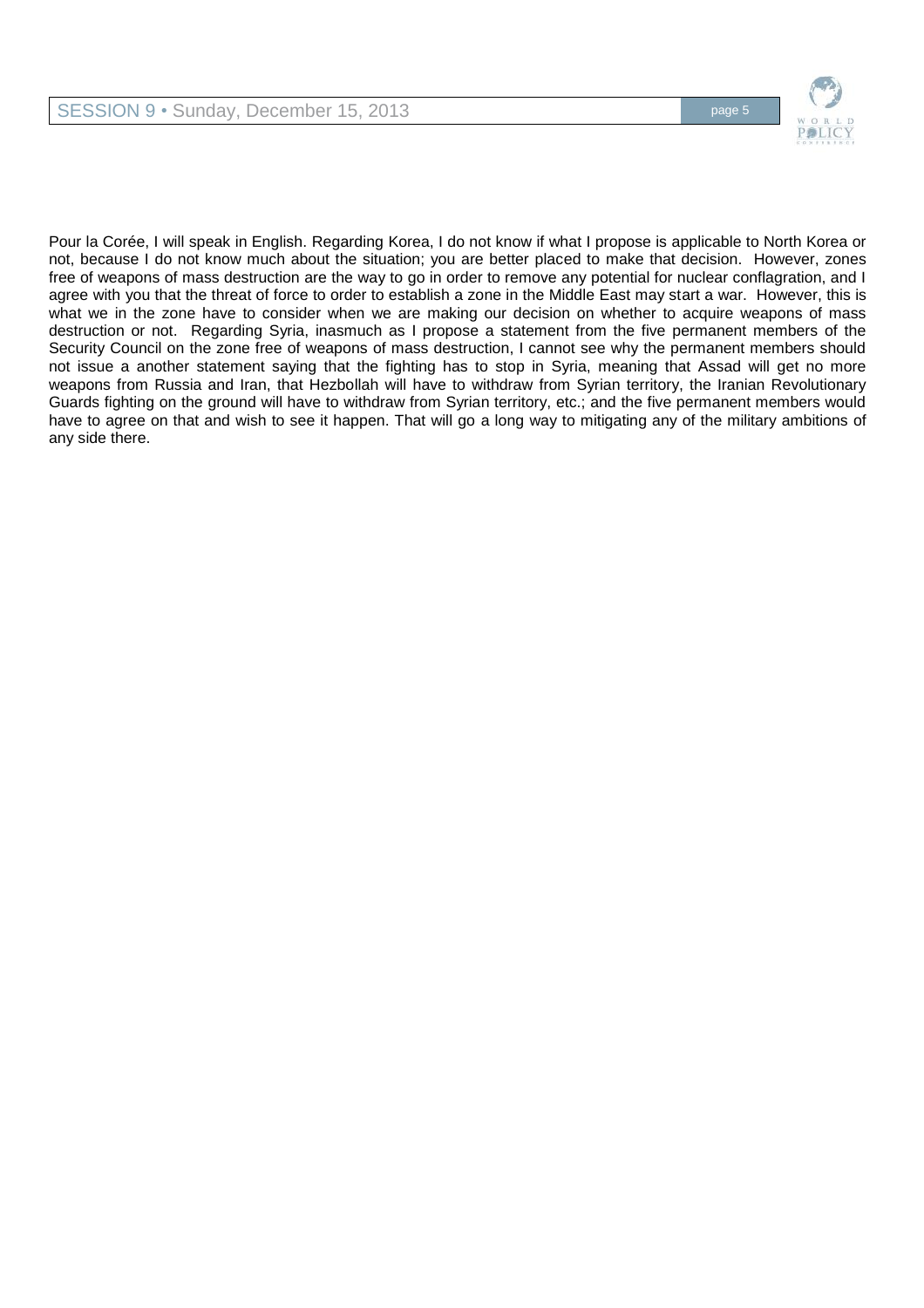Pour la Corée, I will speak in English. Regarding Korea, I do not know if what I propose is applicable to North Korea or not, because I do not know much about the situation; you are better placed to make that decision. However, zones free of weapons of mass destruction are the way to go in order to remove any potential for nuclear conflagration, and I agree with you that the threat of force to order to establish a zone in the Middle East may start a war. However, this is what we in the zone have to consider when we are making our decision on whether to acquire weapons of mass destruction or not. Regarding Syria, inasmuch as I propose a statement from the five permanent members of the Security Council on the zone free of weapons of mass destruction, I cannot see why the permanent members should not issue a another statement saying that the fighting has to stop in Syria, meaning that Assad will get no more weapons from Russia and Iran, that Hezbollah will have to withdraw from Syrian territory, the Iranian Revolutionary Guards fighting on the ground will have to withdraw from Syrian territory, etc.; and the five permanent members would have to agree on that and wish to see it happen. That will go a long way to mitigating any of the military ambitions of any side there.